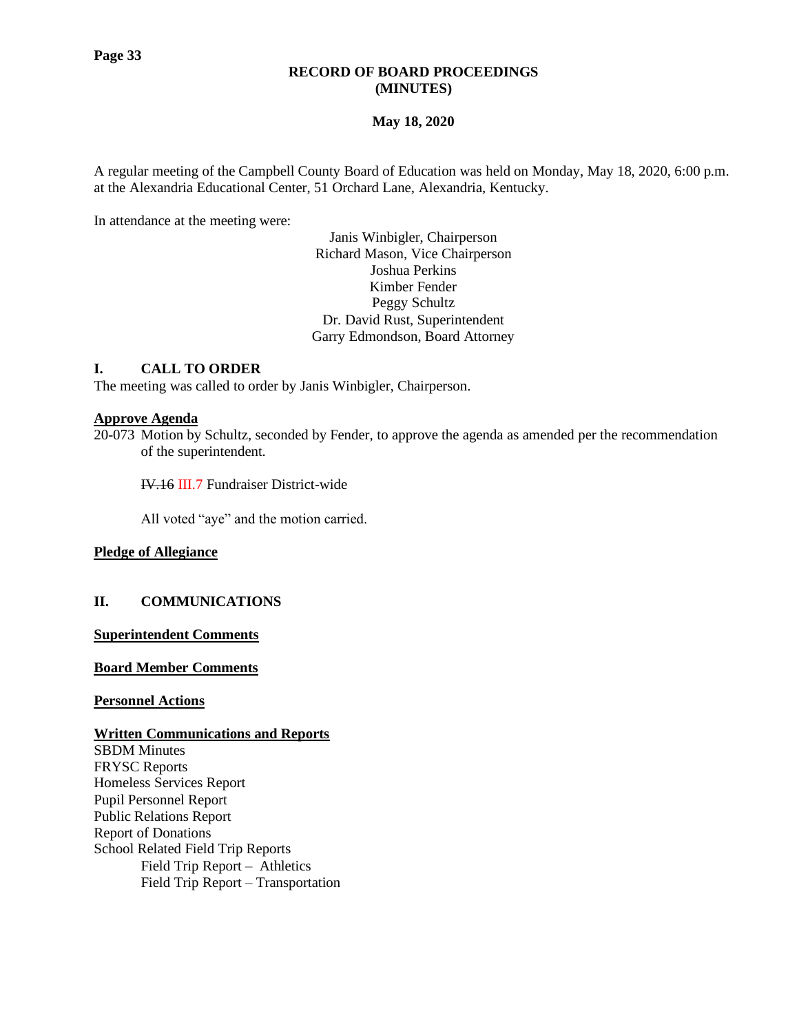# RECORD OF BOARD PROCEEDINGS (MINUTES)

**May 18, 2020**

A regular meeting of the Campbell County Board of Education was held on Monday, May 18, 2020, 6:00 p.m. at the Alexandria Educational Center, 51 Orchard Lane, Alexandria, Kentucky.

In attendance at the meeting were:

Janis Winbigler, Chairperson
Richard Mason, Vice Chairperson
Joshua Perkins
Kimber Fender
Peggy Schultz
Dr. David Rust, Superintendent
Garry Edmondson, Board Attorney

## I. CALL TO ORDER

The meeting was called to order by Janis Winbigler, Chairperson.

**Approve Agenda**

20-073 Motion by Schultz, seconded by Fender, to approve the agenda as amended per the recommendation of the superintendent.

~~IV.16~~ III.7 Fundraiser District-wide

All voted "aye" and the motion carried.

**Pledge of Allegiance**

## II. COMMUNICATIONS

**Superintendent Comments**

**Board Member Comments**

**Personnel Actions**

**Written Communications and Reports**

SBDM Minutes
FRYSC Reports
Homeless Services Report
Pupil Personnel Report
Public Relations Report
Report of Donations
School Related Field Trip Reports
- Field Trip Report – Athletics
- Field Trip Report – Transportation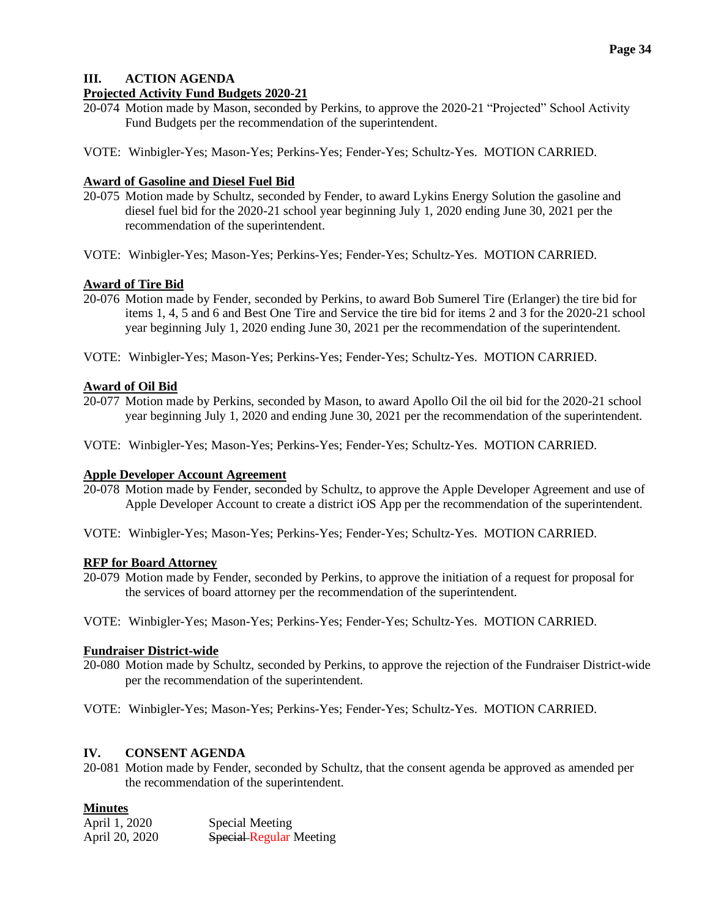## III. ACTION AGENDA

**Projected Activity Fund Budgets 2020-21**

20-074 Motion made by Mason, seconded by Perkins, to approve the 2020-21 "Projected" School Activity Fund Budgets per the recommendation of the superintendent.

VOTE: Winbigler-Yes; Mason-Yes; Perkins-Yes; Fender-Yes; Schultz-Yes. MOTION CARRIED.

**Award of Gasoline and Diesel Fuel Bid**

20-075 Motion made by Schultz, seconded by Fender, to award Lykins Energy Solution the gasoline and diesel fuel bid for the 2020-21 school year beginning July 1, 2020 ending June 30, 2021 per the recommendation of the superintendent.

VOTE: Winbigler-Yes; Mason-Yes; Perkins-Yes; Fender-Yes; Schultz-Yes. MOTION CARRIED.

**Award of Tire Bid**

20-076 Motion made by Fender, seconded by Perkins, to award Bob Sumerel Tire (Erlanger) the tire bid for items 1, 4, 5 and 6 and Best One Tire and Service the tire bid for items 2 and 3 for the 2020-21 school year beginning July 1, 2020 ending June 30, 2021 per the recommendation of the superintendent.

VOTE: Winbigler-Yes; Mason-Yes; Perkins-Yes; Fender-Yes; Schultz-Yes. MOTION CARRIED.

**Award of Oil Bid**

20-077 Motion made by Perkins, seconded by Mason, to award Apollo Oil the oil bid for the 2020-21 school year beginning July 1, 2020 and ending June 30, 2021 per the recommendation of the superintendent.

VOTE: Winbigler-Yes; Mason-Yes; Perkins-Yes; Fender-Yes; Schultz-Yes. MOTION CARRIED.

**Apple Developer Account Agreement**

20-078 Motion made by Fender, seconded by Schultz, to approve the Apple Developer Agreement and use of Apple Developer Account to create a district iOS App per the recommendation of the superintendent.

VOTE: Winbigler-Yes; Mason-Yes; Perkins-Yes; Fender-Yes; Schultz-Yes. MOTION CARRIED.

**RFP for Board Attorney**

20-079 Motion made by Fender, seconded by Perkins, to approve the initiation of a request for proposal for the services of board attorney per the recommendation of the superintendent.

VOTE: Winbigler-Yes; Mason-Yes; Perkins-Yes; Fender-Yes; Schultz-Yes. MOTION CARRIED.

**Fundraiser District-wide**

20-080 Motion made by Schultz, seconded by Perkins, to approve the rejection of the Fundraiser District-wide per the recommendation of the superintendent.

VOTE: Winbigler-Yes; Mason-Yes; Perkins-Yes; Fender-Yes; Schultz-Yes. MOTION CARRIED.

## IV. CONSENT AGENDA

20-081 Motion made by Fender, seconded by Schultz, that the consent agenda be approved as amended per the recommendation of the superintendent.

**Minutes**

| | |
|---|---|
| April 1, 2020 | Special Meeting |
| April 20, 2020 | ~~Special~~ Regular Meeting |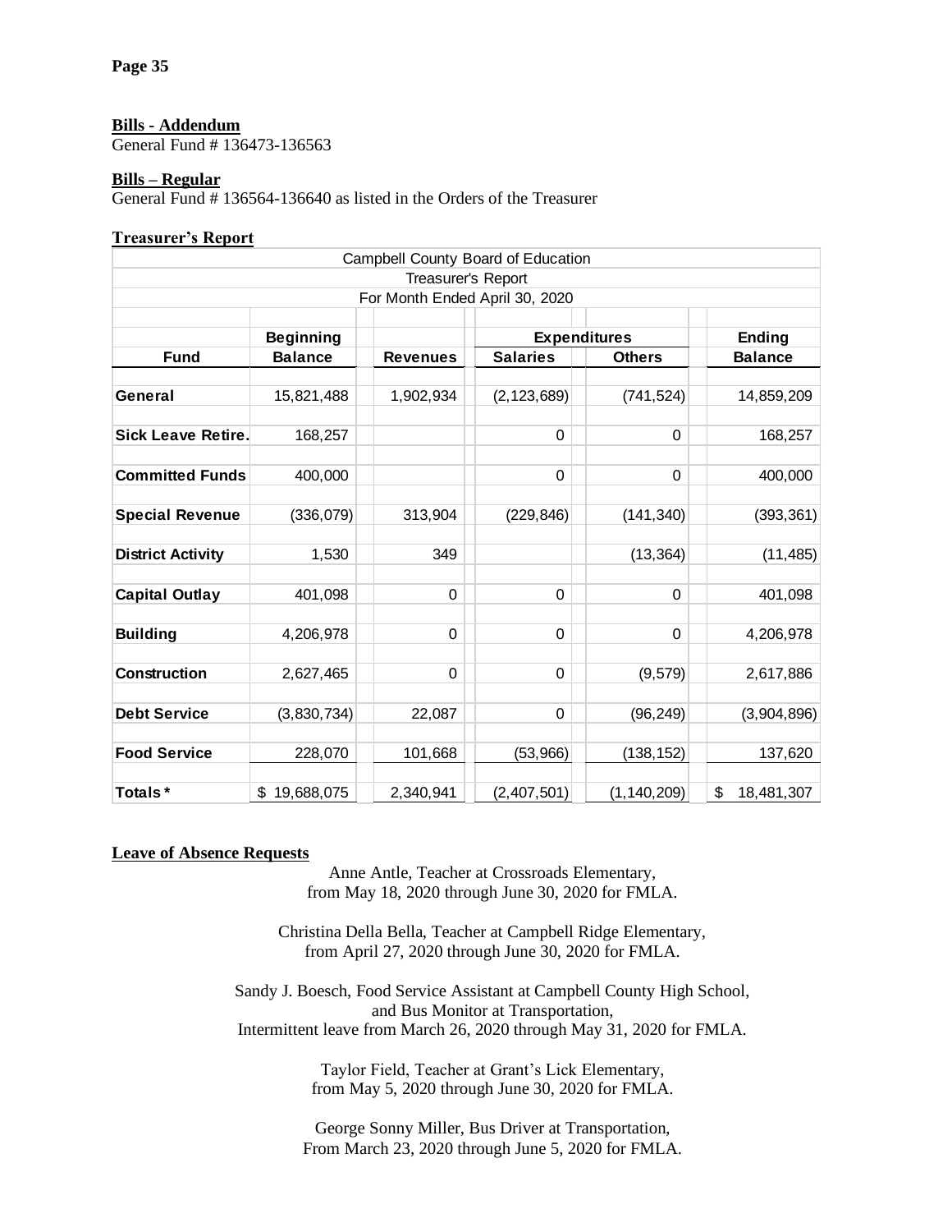**Bills - Addendum**

General Fund # 136473-136563

**Bills – Regular**

General Fund # 136564-136640 as listed in the Orders of the Treasurer

**Treasurer's Report**

| Campbell County Board of Education | | | | | |
|---|---|---|---|---|---|
| Treasurer's Report | | | | | |
| For Month Ended April 30, 2020 | | | | | |
| | **Beginning** | | **Expenditures** | | **Ending** |
| **Fund** | **Balance** | **Revenues** | **Salaries** | **Others** | **Balance** |
| **General** | 15,821,488 | 1,902,934 | (2,123,689) | (741,524) | 14,859,209 |
| **Sick Leave Retire.** | 168,257 | | 0 | 0 | 168,257 |
| **Committed Funds** | 400,000 | | 0 | 0 | 400,000 |
| **Special Revenue** | (336,079) | 313,904 | (229,846) | (141,340) | (393,361) |
| **District Activity** | 1,530 | 349 | | (13,364) | (11,485) |
| **Capital Outlay** | 401,098 | 0 | 0 | 0 | 401,098 |
| **Building** | 4,206,978 | 0 | 0 | 0 | 4,206,978 |
| **Construction** | 2,627,465 | 0 | 0 | (9,579) | 2,617,886 |
| **Debt Service** | (3,830,734) | 22,087 | 0 | (96,249) | (3,904,896) |
| **Food Service** | 228,070 | 101,668 | (53,966) | (138,152) | 137,620 |
| **Totals*** | $ 19,688,075 | 2,340,941 | (2,407,501) | (1,140,209) | $ 18,481,307 |

**Leave of Absence Requests**

Anne Antle, Teacher at Crossroads Elementary,
from May 18, 2020 through June 30, 2020 for FMLA.

Christina Della Bella, Teacher at Campbell Ridge Elementary,
from April 27, 2020 through June 30, 2020 for FMLA.

Sandy J. Boesch, Food Service Assistant at Campbell County High School,
and Bus Monitor at Transportation,
Intermittent leave from March 26, 2020 through May 31, 2020 for FMLA.

Taylor Field, Teacher at Grant's Lick Elementary,
from May 5, 2020 through June 30, 2020 for FMLA.

George Sonny Miller, Bus Driver at Transportation,
From March 23, 2020 through June 5, 2020 for FMLA.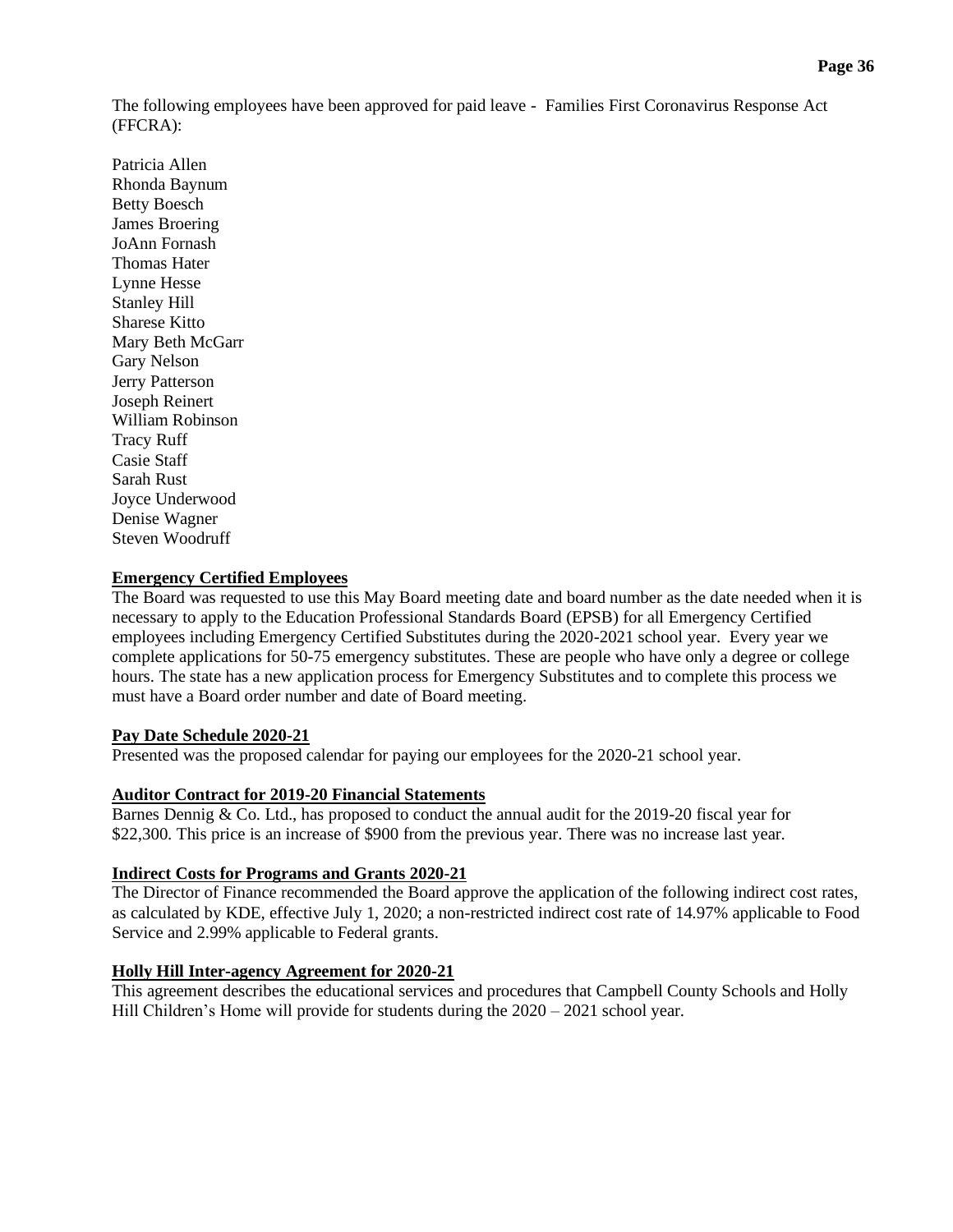The following employees have been approved for paid leave - Families First Coronavirus Response Act (FFCRA):

Patricia Allen
Rhonda Baynum
Betty Boesch
James Broering
JoAnn Fornash
Thomas Hater
Lynne Hesse
Stanley Hill
Sharese Kitto
Mary Beth McGarr
Gary Nelson
Jerry Patterson
Joseph Reinert
William Robinson
Tracy Ruff
Casie Staff
Sarah Rust
Joyce Underwood
Denise Wagner
Steven Woodruff

**Emergency Certified Employees**

The Board was requested to use this May Board meeting date and board number as the date needed when it is necessary to apply to the Education Professional Standards Board (EPSB) for all Emergency Certified employees including Emergency Certified Substitutes during the 2020-2021 school year. Every year we complete applications for 50-75 emergency substitutes. These are people who have only a degree or college hours. The state has a new application process for Emergency Substitutes and to complete this process we must have a Board order number and date of Board meeting.

**Pay Date Schedule 2020-21**

Presented was the proposed calendar for paying our employees for the 2020-21 school year.

**Auditor Contract for 2019-20 Financial Statements**

Barnes Dennig & Co. Ltd., has proposed to conduct the annual audit for the 2019-20 fiscal year for $22,300. This price is an increase of $900 from the previous year. There was no increase last year.

**Indirect Costs for Programs and Grants 2020-21**

The Director of Finance recommended the Board approve the application of the following indirect cost rates, as calculated by KDE, effective July 1, 2020; a non-restricted indirect cost rate of 14.97% applicable to Food Service and 2.99% applicable to Federal grants.

**Holly Hill Inter-agency Agreement for 2020-21**

This agreement describes the educational services and procedures that Campbell County Schools and Holly Hill Children's Home will provide for students during the 2020 – 2021 school year.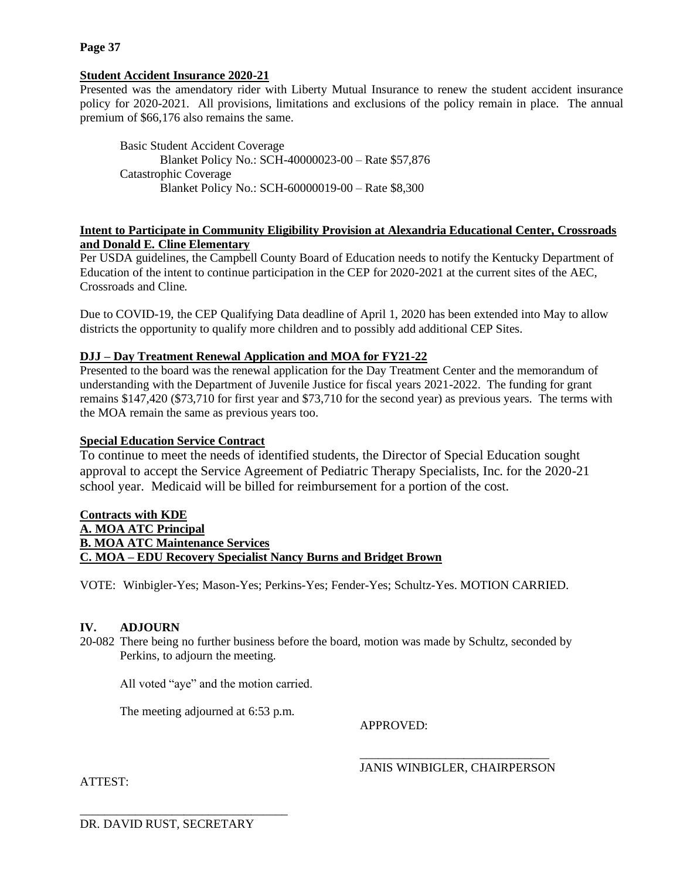**Student Accident Insurance 2020-21**

Presented was the amendatory rider with Liberty Mutual Insurance to renew the student accident insurance policy for 2020-2021. All provisions, limitations and exclusions of the policy remain in place. The annual premium of $66,176 also remains the same.

Basic Student Accident Coverage
  Blanket Policy No.: SCH-40000023-00 – Rate $57,876
Catastrophic Coverage
  Blanket Policy No.: SCH-60000019-00 – Rate $8,300

**Intent to Participate in Community Eligibility Provision at Alexandria Educational Center, Crossroads and Donald E. Cline Elementary**

Per USDA guidelines, the Campbell County Board of Education needs to notify the Kentucky Department of Education of the intent to continue participation in the CEP for 2020-2021 at the current sites of the AEC, Crossroads and Cline.

Due to COVID-19, the CEP Qualifying Data deadline of April 1, 2020 has been extended into May to allow districts the opportunity to qualify more children and to possibly add additional CEP Sites.

**DJJ – Day Treatment Renewal Application and MOA for FY21-22**

Presented to the board was the renewal application for the Day Treatment Center and the memorandum of understanding with the Department of Juvenile Justice for fiscal years 2021-2022. The funding for grant remains $147,420 ($73,710 for first year and $73,710 for the second year) as previous years. The terms with the MOA remain the same as previous years too.

**Special Education Service Contract**

To continue to meet the needs of identified students, the Director of Special Education sought approval to accept the Service Agreement of Pediatric Therapy Specialists, Inc. for the 2020-21 school year. Medicaid will be billed for reimbursement for a portion of the cost.

**Contracts with KDE**
**A. MOA ATC Principal**
**B. MOA ATC Maintenance Services**
**C. MOA – EDU Recovery Specialist Nancy Burns and Bridget Brown**

VOTE: Winbigler-Yes; Mason-Yes; Perkins-Yes; Fender-Yes; Schultz-Yes. MOTION CARRIED.

## IV. ADJOURN

20-082 There being no further business before the board, motion was made by Schultz, seconded by Perkins, to adjourn the meeting.

All voted "aye" and the motion carried.

The meeting adjourned at 6:53 p.m.

APPROVED:

_______________________________
JANIS WINBIGLER, CHAIRPERSON

ATTEST:

_______________________________
DR. DAVID RUST, SECRETARY